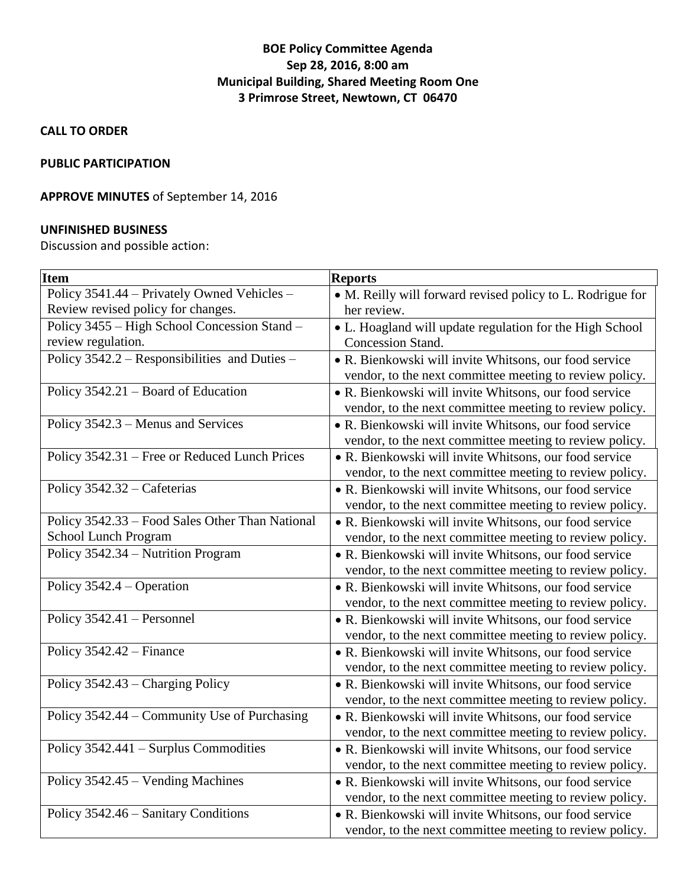**BOE Policy Committee Agenda**
**Sep 28, 2016, 8:00 am**
**Municipal Building, Shared Meeting Room One**
**3 Primrose Street, Newtown, CT 06470**

**CALL TO ORDER**

**PUBLIC PARTICIPATION**

**APPROVE MINUTES** of September 14, 2016

**UNFINISHED BUSINESS**

Discussion and possible action:

| Item | Reports |
|---|---|
| Policy 3541.44 – Privately Owned Vehicles – Review revised policy for changes. | • M. Reilly will forward revised policy to L. Rodrigue for her review. |
| Policy 3455 – High School Concession Stand – review regulation. | • L. Hoagland will update regulation for the High School Concession Stand. |
| Policy 3542.2 – Responsibilities and Duties – | • R. Bienkowski will invite Whitsons, our food service vendor, to the next committee meeting to review policy. |
| Policy 3542.21 – Board of Education | • R. Bienkowski will invite Whitsons, our food service vendor, to the next committee meeting to review policy. |
| Policy 3542.3 – Menus and Services | • R. Bienkowski will invite Whitsons, our food service vendor, to the next committee meeting to review policy. |
| Policy 3542.31 – Free or Reduced Lunch Prices | • R. Bienkowski will invite Whitsons, our food service vendor, to the next committee meeting to review policy. |
| Policy 3542.32 – Cafeterias | • R. Bienkowski will invite Whitsons, our food service vendor, to the next committee meeting to review policy. |
| Policy 3542.33 – Food Sales Other Than National School Lunch Program | • R. Bienkowski will invite Whitsons, our food service vendor, to the next committee meeting to review policy. |
| Policy 3542.34 – Nutrition Program | • R. Bienkowski will invite Whitsons, our food service vendor, to the next committee meeting to review policy. |
| Policy 3542.4 – Operation | • R. Bienkowski will invite Whitsons, our food service vendor, to the next committee meeting to review policy. |
| Policy 3542.41 – Personnel | • R. Bienkowski will invite Whitsons, our food service vendor, to the next committee meeting to review policy. |
| Policy 3542.42 – Finance | • R. Bienkowski will invite Whitsons, our food service vendor, to the next committee meeting to review policy. |
| Policy 3542.43 – Charging Policy | • R. Bienkowski will invite Whitsons, our food service vendor, to the next committee meeting to review policy. |
| Policy 3542.44 – Community Use of Purchasing | • R. Bienkowski will invite Whitsons, our food service vendor, to the next committee meeting to review policy. |
| Policy 3542.441 – Surplus Commodities | • R. Bienkowski will invite Whitsons, our food service vendor, to the next committee meeting to review policy. |
| Policy 3542.45 – Vending Machines | • R. Bienkowski will invite Whitsons, our food service vendor, to the next committee meeting to review policy. |
| Policy 3542.46 – Sanitary Conditions | • R. Bienkowski will invite Whitsons, our food service vendor, to the next committee meeting to review policy. |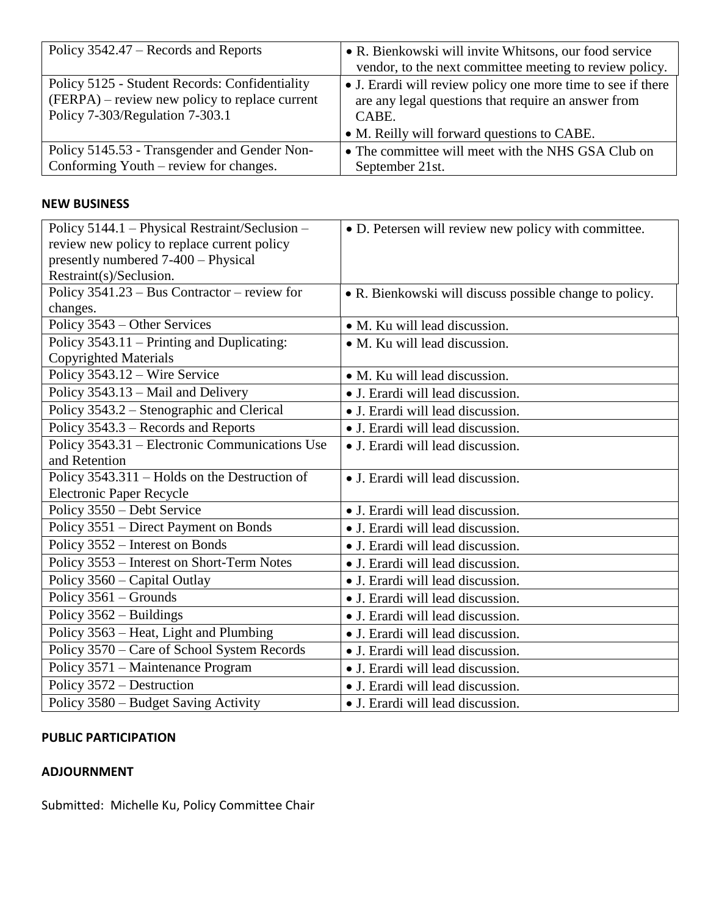| | |
|---|---|
| Policy 3542.47 – Records and Reports | • R. Bienkowski will invite Whitsons, our food service vendor, to the next committee meeting to review policy. |
| Policy 5125 - Student Records: Confidentiality (FERPA) – review new policy to replace current Policy 7-303/Regulation 7-303.1 | • J. Erardi will review policy one more time to see if there are any legal questions that require an answer from CABE.<br>• M. Reilly will forward questions to CABE. |
| Policy 5145.53 - Transgender and Gender Non-Conforming Youth – review for changes. | • The committee will meet with the NHS GSA Club on September 21st. |

**NEW BUSINESS**

| | |
|---|---|
| Policy 5144.1 – Physical Restraint/Seclusion – review new policy to replace current policy presently numbered 7-400 – Physical Restraint(s)/Seclusion. | • D. Petersen will review new policy with committee. |
| Policy 3541.23 – Bus Contractor – review for changes. | • R. Bienkowski will discuss possible change to policy. |
| Policy 3543 – Other Services | • M. Ku will lead discussion. |
| Policy 3543.11 – Printing and Duplicating: Copyrighted Materials | • M. Ku will lead discussion. |
| Policy 3543.12 – Wire Service | • M. Ku will lead discussion. |
| Policy 3543.13 – Mail and Delivery | • J. Erardi will lead discussion. |
| Policy 3543.2 – Stenographic and Clerical | • J. Erardi will lead discussion. |
| Policy 3543.3 – Records and Reports | • J. Erardi will lead discussion. |
| Policy 3543.31 – Electronic Communications Use and Retention | • J. Erardi will lead discussion. |
| Policy 3543.311 – Holds on the Destruction of Electronic Paper Recycle | • J. Erardi will lead discussion. |
| Policy 3550 – Debt Service | • J. Erardi will lead discussion. |
| Policy 3551 – Direct Payment on Bonds | • J. Erardi will lead discussion. |
| Policy 3552 – Interest on Bonds | • J. Erardi will lead discussion. |
| Policy 3553 – Interest on Short-Term Notes | • J. Erardi will lead discussion. |
| Policy 3560 – Capital Outlay | • J. Erardi will lead discussion. |
| Policy 3561 – Grounds | • J. Erardi will lead discussion. |
| Policy 3562 – Buildings | • J. Erardi will lead discussion. |
| Policy 3563 – Heat, Light and Plumbing | • J. Erardi will lead discussion. |
| Policy 3570 – Care of School System Records | • J. Erardi will lead discussion. |
| Policy 3571 – Maintenance Program | • J. Erardi will lead discussion. |
| Policy 3572 – Destruction | • J. Erardi will lead discussion. |
| Policy 3580 – Budget Saving Activity | • J. Erardi will lead discussion. |

**PUBLIC PARTICIPATION**

**ADJOURNMENT**

Submitted: Michelle Ku, Policy Committee Chair